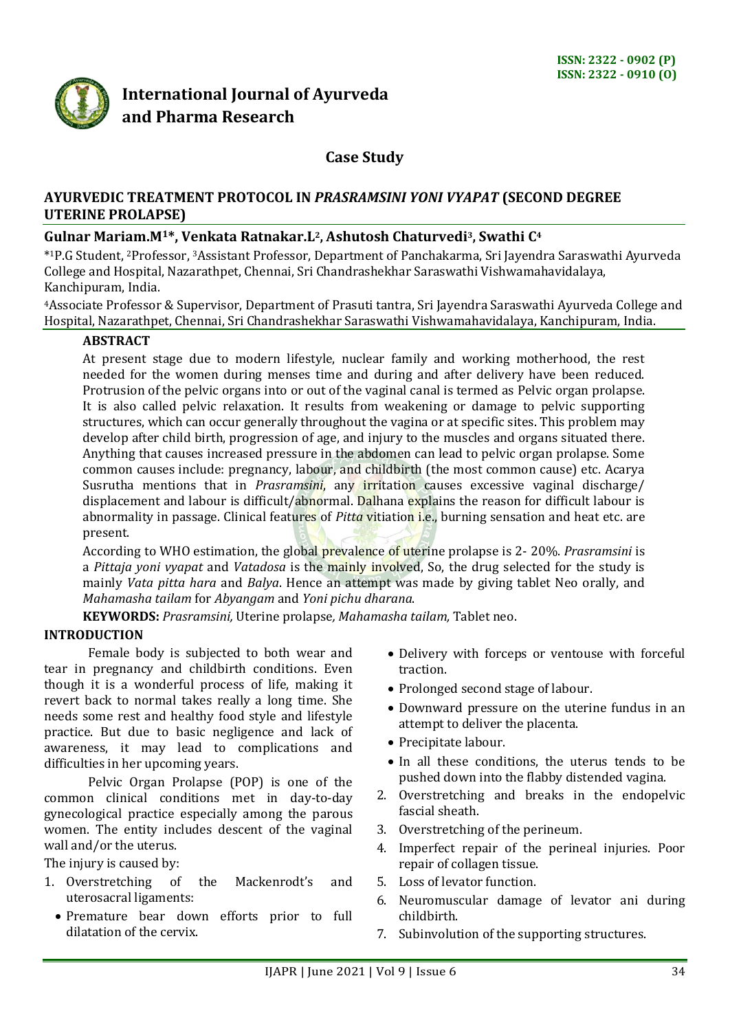ISSN: 2322 - 0902 (P)
ISSN: 2322 - 0910 (O)

# International Journal of Ayurveda and Pharma Research

## Case Study

## AYURVEDIC TREATMENT PROTOCOL IN *PRASRAMSINI YONI VYAPAT* (SECOND DEGREE UTERINE PROLAPSE)

**Gulnar Mariam.M[1]\*, Venkata Ratnakar.L[2], Ashutosh Chaturvedi[3], Swathi C[4]**

\*[1]P.G Student, [2]Professor, [3]Assistant Professor, Department of Panchakarma, Sri Jayendra Saraswathi Ayurveda College and Hospital, Nazarathpet, Chennai, Sri Chandrashekhar Saraswathi Vishwamahavidalaya, Kanchipuram, India.

[4]Associate Professor & Supervisor, Department of Prasuti tantra, Sri Jayendra Saraswathi Ayurveda College and Hospital, Nazarathpet, Chennai, Sri Chandrashekhar Saraswathi Vishwamahavidalaya, Kanchipuram, India.

### ABSTRACT

At present stage due to modern lifestyle, nuclear family and working motherhood, the rest needed for the women during menses time and during and after delivery have been reduced. Protrusion of the pelvic organs into or out of the vaginal canal is termed as Pelvic organ prolapse. It is also called pelvic relaxation. It results from weakening or damage to pelvic supporting structures, which can occur generally throughout the vagina or at specific sites. This problem may develop after child birth, progression of age, and injury to the muscles and organs situated there. Anything that causes increased pressure in the abdomen can lead to pelvic organ prolapse. Some common causes include: pregnancy, labour, and childbirth (the most common cause) etc. Acarya Susrutha mentions that in *Prasramsini*, any irritation causes excessive vaginal discharge/ displacement and labour is difficult/abnormal. Dalhana explains the reason for difficult labour is abnormality in passage. Clinical features of *Pitta* vitiation i.e., burning sensation and heat etc. are present.

According to WHO estimation, the global prevalence of uterine prolapse is 2- 20%. *Prasramsini* is a *Pittaja yoni vyapat* and *Vatadosa* is the mainly involved, So, the drug selected for the study is mainly *Vata pitta hara* and *Balya*. Hence an attempt was made by giving tablet Neo orally, and *Mahamasha tailam* for *Abyangam* and *Yoni pichu dharana*.

**KEYWORDS:** *Prasramsini,* Uterine prolapse*, Mahamasha tailam,* Tablet neo.

### INTRODUCTION

Female body is subjected to both wear and tear in pregnancy and childbirth conditions. Even though it is a wonderful process of life, making it revert back to normal takes really a long time. She needs some rest and healthy food style and lifestyle practice. But due to basic negligence and lack of awareness, it may lead to complications and difficulties in her upcoming years.

Pelvic Organ Prolapse (POP) is one of the common clinical conditions met in day-to-day gynecological practice especially among the parous women. The entity includes descent of the vaginal wall and/or the uterus.

The injury is caused by:

1. Overstretching of the Mackenrodt's and uterosacral ligaments:
   - Premature bear down efforts prior to full dilatation of the cervix.
   - Delivery with forceps or ventouse with forceful traction.
   - Prolonged second stage of labour.
   - Downward pressure on the uterine fundus in an attempt to deliver the placenta.
   - Precipitate labour.
   - In all these conditions, the uterus tends to be pushed down into the flabby distended vagina.
2. Overstretching and breaks in the endopelvic fascial sheath.
3. Overstretching of the perineum.
4. Imperfect repair of the perineal injuries. Poor repair of collagen tissue.
5. Loss of levator function.
6. Neuromuscular damage of levator ani during childbirth.
7. Subinvolution of the supporting structures.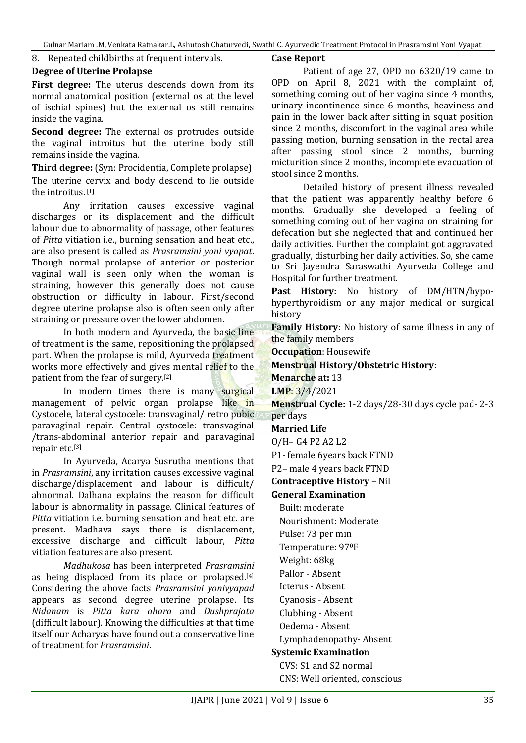8. Repeated childbirths at frequent intervals.

**Degree of Uterine Prolapse**

**First degree:** The uterus descends down from its normal anatomical position (external os at the level of ischial spines) but the external os still remains inside the vagina.

**Second degree:** The external os protrudes outside the vaginal introitus but the uterine body still remains inside the vagina.

**Third degree:** (Syn: Procidentia, Complete prolapse) The uterine cervix and body descend to lie outside the introitus. [1]

Any irritation causes excessive vaginal discharges or its displacement and the difficult labour due to abnormality of passage, other features of *Pitta* vitiation i.e., burning sensation and heat etc., are also present is called as *Prasramsini yoni vyapat*. Though normal prolapse of anterior or posterior vaginal wall is seen only when the woman is straining, however this generally does not cause obstruction or difficulty in labour. First/second degree uterine prolapse also is often seen only after straining or pressure over the lower abdomen.

In both modern and Ayurveda, the basic line of treatment is the same, repositioning the prolapsed part. When the prolapse is mild, Ayurveda treatment works more effectively and gives mental relief to the patient from the fear of surgery.[2]

In modern times there is many surgical management of pelvic organ prolapse like in Cystocele, lateral cystocele: transvaginal/ retro pubic paravaginal repair. Central cystocele: transvaginal /trans-abdominal anterior repair and paravaginal repair etc.[3]

In Ayurveda, Acarya Susrutha mentions that in *Prasramsini*, any irritation causes excessive vaginal discharge/displacement and labour is difficult/ abnormal. Dalhana explains the reason for difficult labour is abnormality in passage. Clinical features of *Pitta* vitiation i.e. burning sensation and heat etc. are present. Madhava says there is displacement, excessive discharge and difficult labour, *Pitta* vitiation features are also present.

*Madhukosa* has been interpreted *Prasramsini* as being displaced from its place or prolapsed.[4] Considering the above facts *Prasramsini yonivyapad* appears as second degree uterine prolapse. Its *Nidanam* is *Pitta kara ahara* and *Dushprajata* (difficult labour). Knowing the difficulties at that time itself our Acharyas have found out a conservative line of treatment for *Prasramsini*.

**Case Report**

Patient of age 27, OPD no 6320/19 came to OPD on April 8, 2021 with the complaint of, something coming out of her vagina since 4 months, urinary incontinence since 6 months, heaviness and pain in the lower back after sitting in squat position since 2 months, discomfort in the vaginal area while passing motion, burning sensation in the rectal area after passing stool since 2 months, burning micturition since 2 months, incomplete evacuation of stool since 2 months.

Detailed history of present illness revealed that the patient was apparently healthy before 6 months. Gradually she developed a feeling of something coming out of her vagina on straining for defecation but she neglected that and continued her daily activities. Further the complaint got aggravated gradually, disturbing her daily activities. So, she came to Sri Jayendra Saraswathi Ayurveda College and Hospital for further treatment.

**Past History:** No history of DM/HTN/hypo-hyperthyroidism or any major medical or surgical history

**Family History:** No history of same illness in any of the family members

**Occupation**: Housewife

**Menstrual History/Obstetric History:**

**Menarche at:** 13

**LMP**: 3/4/2021

**Menstrual Cycle:** 1-2 days/28-30 days cycle pad- 2-3 per days

**Married Life**

O/H– G4 P2 A2 L2

P1- female 6years back FTND

P2– male 4 years back FTND

**Contraceptive History** – Nil

**General Examination**

Built: moderate

Nourishment: Moderate

Pulse: 73 per min

Temperature: 97$^0$F

Weight: 68kg

Pallor - Absent

Icterus - Absent

Cyanosis - Absent

Clubbing - Absent

Oedema - Absent

Lymphadenopathy- Absent

**Systemic Examination**

CVS: S1 and S2 normal

CNS: Well oriented, conscious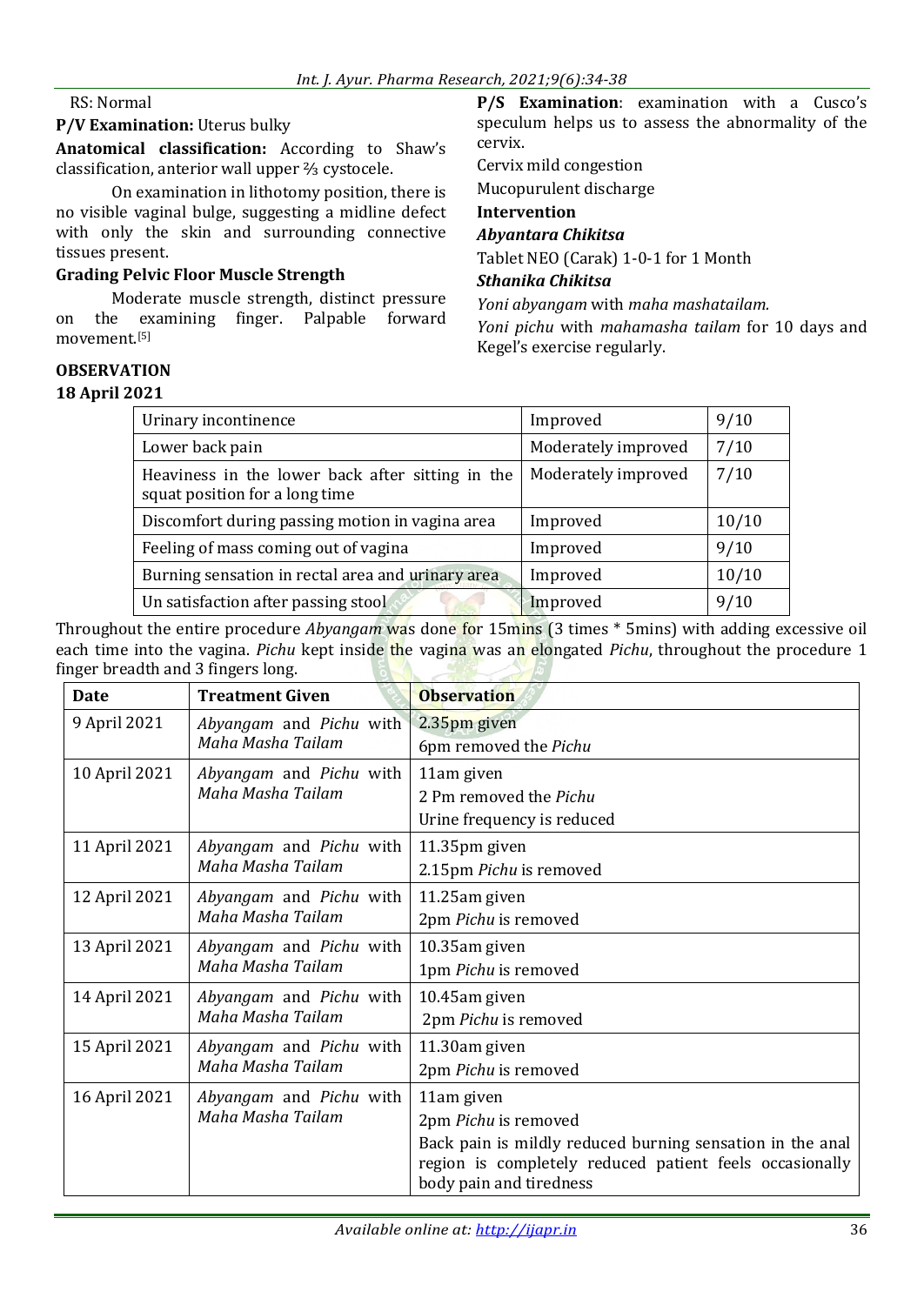RS: Normal

**P/V Examination:** Uterus bulky

**Anatomical classification:** According to Shaw's classification, anterior wall upper ⅔ cystocele.

On examination in lithotomy position, there is no visible vaginal bulge, suggesting a midline defect with only the skin and surrounding connective tissues present.

**Grading Pelvic Floor Muscle Strength**

Moderate muscle strength, distinct pressure on the examining finger. Palpable forward movement.[5]

**P/S Examination**: examination with a Cusco's speculum helps us to assess the abnormality of the cervix.

Cervix mild congestion

Mucopurulent discharge

**Intervention**

***Abyantara Chikitsa***

Tablet NEO (Carak) 1-0-1 for 1 Month

***Sthanika Chikitsa***

*Yoni abyangam* with *maha mashatailam.*

*Yoni pichu* with *mahamasha tailam* for 10 days and Kegel's exercise regularly.

**OBSERVATION**

**18 April 2021**

| | | |
|---|---|---|
| Urinary incontinence | Improved | 9/10 |
| Lower back pain | Moderately improved | 7/10 |
| Heaviness in the lower back after sitting in the squat position for a long time | Moderately improved | 7/10 |
| Discomfort during passing motion in vagina area | Improved | 10/10 |
| Feeling of mass coming out of vagina | Improved | 9/10 |
| Burning sensation in rectal area and urinary area | Improved | 10/10 |
| Un satisfaction after passing stool | Improved | 9/10 |

Throughout the entire procedure *Abyangam* was done for 15mins (3 times * 5mins) with adding excessive oil each time into the vagina. *Pichu* kept inside the vagina was an elongated *Pichu*, throughout the procedure 1 finger breadth and 3 fingers long.

| Date | Treatment Given | Observation |
|---|---|---|
| 9 April 2021 | *Abyangam* and *Pichu* with *Maha Masha Tailam* | 2.35pm given<br>6pm removed the *Pichu* |
| 10 April 2021 | *Abyangam* and *Pichu* with *Maha Masha Tailam* | 11am given<br>2 Pm removed the *Pichu*<br>Urine frequency is reduced |
| 11 April 2021 | *Abyangam* and *Pichu* with *Maha Masha Tailam* | 11.35pm given<br>2.15pm *Pichu* is removed |
| 12 April 2021 | *Abyangam* and *Pichu* with *Maha Masha Tailam* | 11.25am given<br>2pm *Pichu* is removed |
| 13 April 2021 | *Abyangam* and *Pichu* with *Maha Masha Tailam* | 10.35am given<br>1pm *Pichu* is removed |
| 14 April 2021 | *Abyangam* and *Pichu* with *Maha Masha Tailam* | 10.45am given<br>2pm *Pichu* is removed |
| 15 April 2021 | *Abyangam* and *Pichu* with *Maha Masha Tailam* | 11.30am given<br>2pm *Pichu* is removed |
| 16 April 2021 | *Abyangam* and *Pichu* with *Maha Masha Tailam* | 11am given<br>2pm *Pichu* is removed<br>Back pain is mildly reduced burning sensation in the anal region is completely reduced patient feels occasionally body pain and tiredness |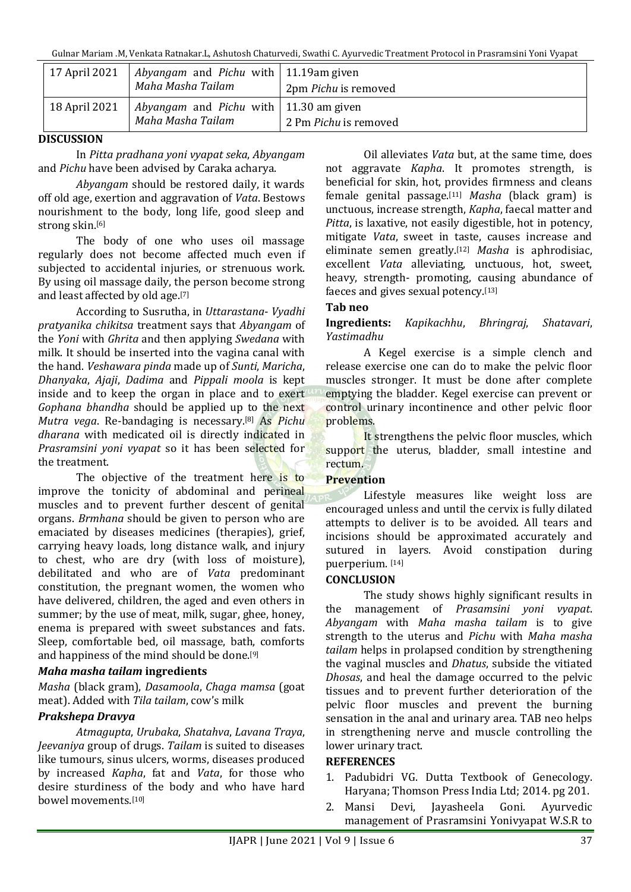| 17 April 2021 | *Abyangam* and *Pichu* with *Maha Masha Tailam* | 11.19am given<br>2pm *Pichu* is removed |
|---|---|---|
| 18 April 2021 | *Abyangam* and *Pichu* with *Maha Masha Tailam* | 11.30 am given<br>2 Pm *Pichu* is removed |

## DISCUSSION

In *Pitta pradhana yoni vyapat seka*, *Abyangam* and *Pichu* have been advised by Caraka acharya.

*Abyangam* should be restored daily, it wards off old age, exertion and aggravation of *Vata*. Bestows nourishment to the body, long life, good sleep and strong skin.[6]

The body of one who uses oil massage regularly does not become affected much even if subjected to accidental injuries, or strenuous work. By using oil massage daily, the person become strong and least affected by old age.[7]

According to Susrutha, in *Uttarastana- Vyadhi pratyanika chikitsa* treatment says that *Abyangam* of the *Yoni* with *Ghrita* and then applying *Swedana* with milk. It should be inserted into the vagina canal with the hand. *Veshawara pinda* made up of *Sunti*, *Maricha*, *Dhanyaka*, *Ajaji*, *Dadima* and *Pippali moola* is kept inside and to keep the organ in place and to exert *Gophana bhandha* should be applied up to the next *Mutra vega*. Re-bandaging is necessary.[8] As *Pichu dharana* with medicated oil is directly indicated in *Prasramsini yoni vyapat* so it has been selected for the treatment.

The objective of the treatment here is to improve the tonicity of abdominal and perineal muscles and to prevent further descent of genital organs. *Brmhana* should be given to person who are emaciated by diseases medicines (therapies), grief, carrying heavy loads, long distance walk, and injury to chest, who are dry (with loss of moisture), debilitated and who are of *Vata* predominant constitution, the pregnant women, the women who have delivered, children, the aged and even others in summer; by the use of meat, milk, sugar, ghee, honey, enema is prepared with sweet substances and fats. Sleep, comfortable bed, oil massage, bath, comforts and happiness of the mind should be done.[9]

### *Maha masha tailam* ingredients

*Masha* (black gram), *Dasamoola*, *Chaga mamsa* (goat meat). Added with *Tila tailam*, cow's milk

### *Prakshepa Dravya*

*Atmagupta*, *Urubaka*, *Shatahva*, *Lavana Traya*, *Jeevaniya* group of drugs. *Tailam* is suited to diseases like tumours, sinus ulcers, worms, diseases produced by increased *Kapha*, fat and *Vata*, for those who desire sturdiness of the body and who have hard bowel movements.[10]

Oil alleviates *Vata* but, at the same time, does not aggravate *Kapha*. It promotes strength, is beneficial for skin, hot, provides firmness and cleans female genital passage.[11] *Masha* (black gram) is unctuous, increase strength, *Kapha*, faecal matter and *Pitta*, is laxative, not easily digestible, hot in potency, mitigate *Vata*, sweet in taste, causes increase and eliminate semen greatly.[12] *Masha* is aphrodisiac, excellent *Vata* alleviating, unctuous, hot, sweet, heavy, strength- promoting, causing abundance of faeces and gives sexual potency.[13]

### Tab neo

**Ingredients:** *Kapikachhu*, *Bhringraj*, *Shatavari*, *Yastimadhu*

A Kegel exercise is a simple clench and release exercise one can do to make the pelvic floor muscles stronger. It must be done after complete emptying the bladder. Kegel exercise can prevent or control urinary incontinence and other pelvic floor problems.

It strengthens the pelvic floor muscles, which support the uterus, bladder, small intestine and rectum.

### Prevention

Lifestyle measures like weight loss are encouraged unless and until the cervix is fully dilated attempts to deliver is to be avoided. All tears and incisions should be approximated accurately and sutured in layers. Avoid constipation during puerperium. [14]

## CONCLUSION

The study shows highly significant results in the management of *Prasamsini yoni vyapat*. *Abyangam* with *Maha masha tailam* is to give strength to the uterus and *Pichu* with *Maha masha tailam* helps in prolapsed condition by strengthening the vaginal muscles and *Dhatus*, subside the vitiated *Dhosas*, and heal the damage occurred to the pelvic tissues and to prevent further deterioration of the pelvic floor muscles and prevent the burning sensation in the anal and urinary area. TAB neo helps in strengthening nerve and muscle controlling the lower urinary tract.

## REFERENCES

1. Padubidri VG. Dutta Textbook of Genecology. Haryana; Thomson Press India Ltd; 2014. pg 201.
2. Mansi Devi, Jayasheela Goni. Ayurvedic management of Prasramsini Yonivyapat W.S.R to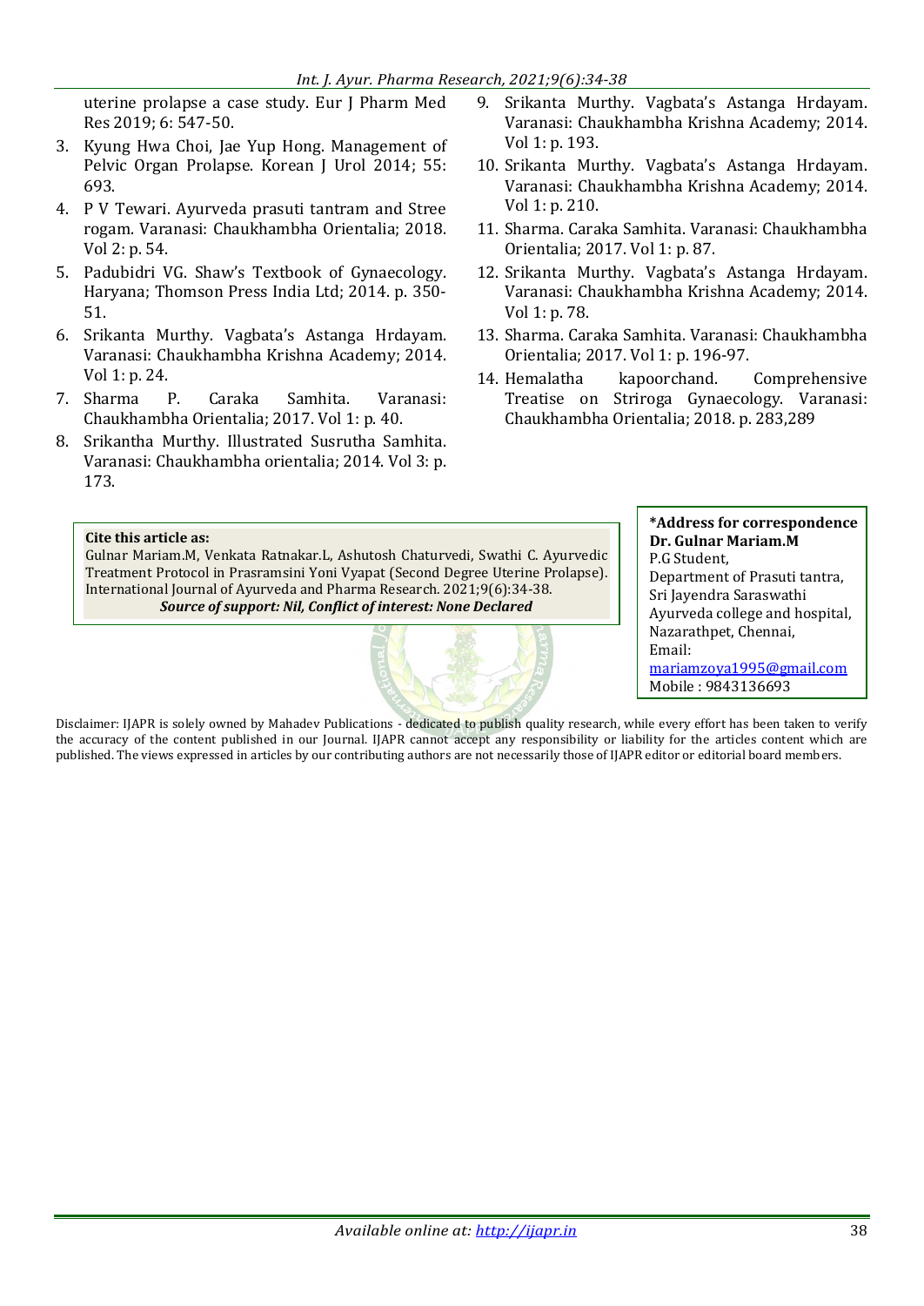uterine prolapse a case study. Eur J Pharm Med Res 2019; 6: 547-50.

3. Kyung Hwa Choi, Jae Yup Hong. Management of Pelvic Organ Prolapse. Korean J Urol 2014; 55: 693.
4. P V Tewari. Ayurveda prasuti tantram and Stree rogam. Varanasi: Chaukhambha Orientalia; 2018. Vol 2: p. 54.
5. Padubidri VG. Shaw's Textbook of Gynaecology. Haryana; Thomson Press India Ltd; 2014. p. 350-51.
6. Srikanta Murthy. Vagbata's Astanga Hrdayam. Varanasi: Chaukhambha Krishna Academy; 2014. Vol 1: p. 24.
7. Sharma P. Caraka Samhita. Varanasi: Chaukhambha Orientalia; 2017. Vol 1: p. 40.
8. Srikantha Murthy. Illustrated Susrutha Samhita. Varanasi: Chaukhambha orientalia; 2014. Vol 3: p. 173.
9. Srikanta Murthy. Vagbata's Astanga Hrdayam. Varanasi: Chaukhambha Krishna Academy; 2014. Vol 1: p. 193.
10. Srikanta Murthy. Vagbata's Astanga Hrdayam. Varanasi: Chaukhambha Krishna Academy; 2014. Vol 1: p. 210.
11. Sharma. Caraka Samhita. Varanasi: Chaukhambha Orientalia; 2017. Vol 1: p. 87.
12. Srikanta Murthy. Vagbata's Astanga Hrdayam. Varanasi: Chaukhambha Krishna Academy; 2014. Vol 1: p. 78.
13. Sharma. Caraka Samhita. Varanasi: Chaukhambha Orientalia; 2017. Vol 1: p. 196-97.
14. Hemalatha kapoorchand. Comprehensive Treatise on Striroga Gynaecology. Varanasi: Chaukhambha Orientalia; 2018. p. 283,289

**Cite this article as:**

Gulnar Mariam.M, Venkata Ratnakar.L, Ashutosh Chaturvedi, Swathi C. Ayurvedic Treatment Protocol in Prasramsini Yoni Vyapat (Second Degree Uterine Prolapse). International Journal of Ayurveda and Pharma Research. 2021;9(6):34-38.

***Source of support: Nil, Conflict of interest: None Declared***

**\*Address for correspondence**
**Dr. Gulnar Mariam.M**
P.G Student,
Department of Prasuti tantra,
Sri Jayendra Saraswathi Ayurveda college and hospital,
Nazarathpet, Chennai,
Email: mariamzoya1995@gmail.com
Mobile : 9843136693

Disclaimer: IJAPR is solely owned by Mahadev Publications - dedicated to publish quality research, while every effort has been taken to verify the accuracy of the content published in our Journal. IJAPR cannot accept any responsibility or liability for the articles content which are published. The views expressed in articles by our contributing authors are not necessarily those of IJAPR editor or editorial board members.